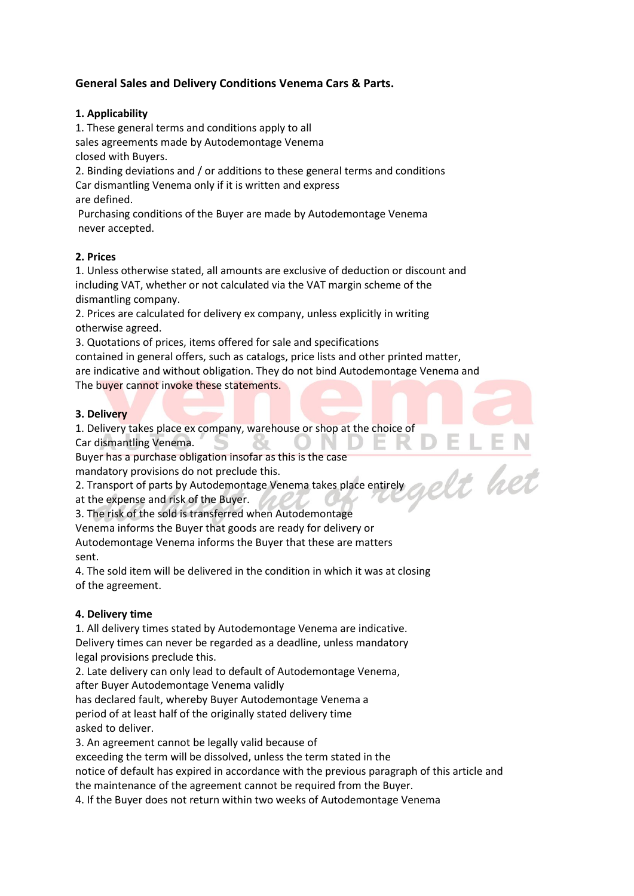**General Sales and Delivery Conditions Venema Cars & Parts.**

**1. Applicability**

1. These general terms and conditions apply to all sales agreements made by Autodemontage Venema closed with Buyers.
2. Binding deviations and / or additions to these general terms and conditions Car dismantling Venema only if it is written and express are defined.

Purchasing conditions of the Buyer are made by Autodemontage Venema never accepted.

**2. Prices**

1. Unless otherwise stated, all amounts are exclusive of deduction or discount and including VAT, whether or not calculated via the VAT margin scheme of the dismantling company.
2. Prices are calculated for delivery ex company, unless explicitly in writing otherwise agreed.
3. Quotations of prices, items offered for sale and specifications contained in general offers, such as catalogs, price lists and other printed matter, are indicative and without obligation. They do not bind Autodemontage Venema and The buyer cannot invoke these statements.

**3. Delivery**

1. Delivery takes place ex company, warehouse or shop at the choice of Car dismantling Venema.
   Buyer has a purchase obligation insofar as this is the case mandatory provisions do not preclude this.
2. Transport of parts by Autodemontage Venema takes place entirely at the expense and risk of the Buyer.
3. The risk of the sold is transferred when Autodemontage Venema informs the Buyer that goods are ready for delivery or Autodemontage Venema informs the Buyer that these are matters sent.
4. The sold item will be delivered in the condition in which it was at closing of the agreement.

**4. Delivery time**

1. All delivery times stated by Autodemontage Venema are indicative. Delivery times can never be regarded as a deadline, unless mandatory legal provisions preclude this.
2. Late delivery can only lead to default of Autodemontage Venema, after Buyer Autodemontage Venema validly has declared fault, whereby Buyer Autodemontage Venema a period of at least half of the originally stated delivery time asked to deliver.
3. An agreement cannot be legally valid because of exceeding the term will be dissolved, unless the term stated in the notice of default has expired in accordance with the previous paragraph of this article and the maintenance of the agreement cannot be required from the Buyer.
4. If the Buyer does not return within two weeks of Autodemontage Venema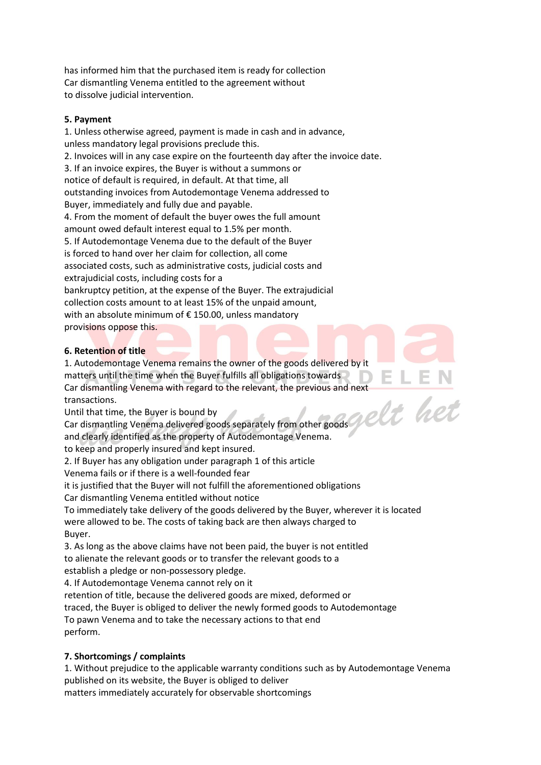has informed him that the purchased item is ready for collection
Car dismantling Venema entitled to the agreement without
to dissolve judicial intervention.

**5. Payment**

1. Unless otherwise agreed, payment is made in cash and in advance, unless mandatory legal provisions preclude this.
2. Invoices will in any case expire on the fourteenth day after the invoice date.
3. If an invoice expires, the Buyer is without a summons or notice of default is required, in default. At that time, all outstanding invoices from Autodemontage Venema addressed to Buyer, immediately and fully due and payable.
4. From the moment of default the buyer owes the full amount amount owed default interest equal to 1.5% per month.
5. If Autodemontage Venema due to the default of the Buyer is forced to hand over her claim for collection, all come associated costs, such as administrative costs, judicial costs and extrajudicial costs, including costs for a bankruptcy petition, at the expense of the Buyer. The extrajudicial collection costs amount to at least 15% of the unpaid amount, with an absolute minimum of € 150.00, unless mandatory provisions oppose this.

**6. Retention of title**

1. Autodemontage Venema remains the owner of the goods delivered by it matters until the time when the Buyer fulfills all obligations towards Car dismantling Venema with regard to the relevant, the previous and next transactions.
Until that time, the Buyer is bound by
Car dismantling Venema delivered goods separately from other goods and clearly identified as the property of Autodemontage Venema.
to keep and properly insured and kept insured.
2. If Buyer has any obligation under paragraph 1 of this article Venema fails or if there is a well-founded fear it is justified that the Buyer will not fulfill the aforementioned obligations Car dismantling Venema entitled without notice To immediately take delivery of the goods delivered by the Buyer, wherever it is located were allowed to be. The costs of taking back are then always charged to Buyer.
3. As long as the above claims have not been paid, the buyer is not entitled to alienate the relevant goods or to transfer the relevant goods to a establish a pledge or non-possessory pledge.
4. If Autodemontage Venema cannot rely on it retention of title, because the delivered goods are mixed, deformed or traced, the Buyer is obliged to deliver the newly formed goods to Autodemontage To pawn Venema and to take the necessary actions to that end perform.

**7. Shortcomings / complaints**

1. Without prejudice to the applicable warranty conditions such as by Autodemontage Venema published on its website, the Buyer is obliged to deliver matters immediately accurately for observable shortcomings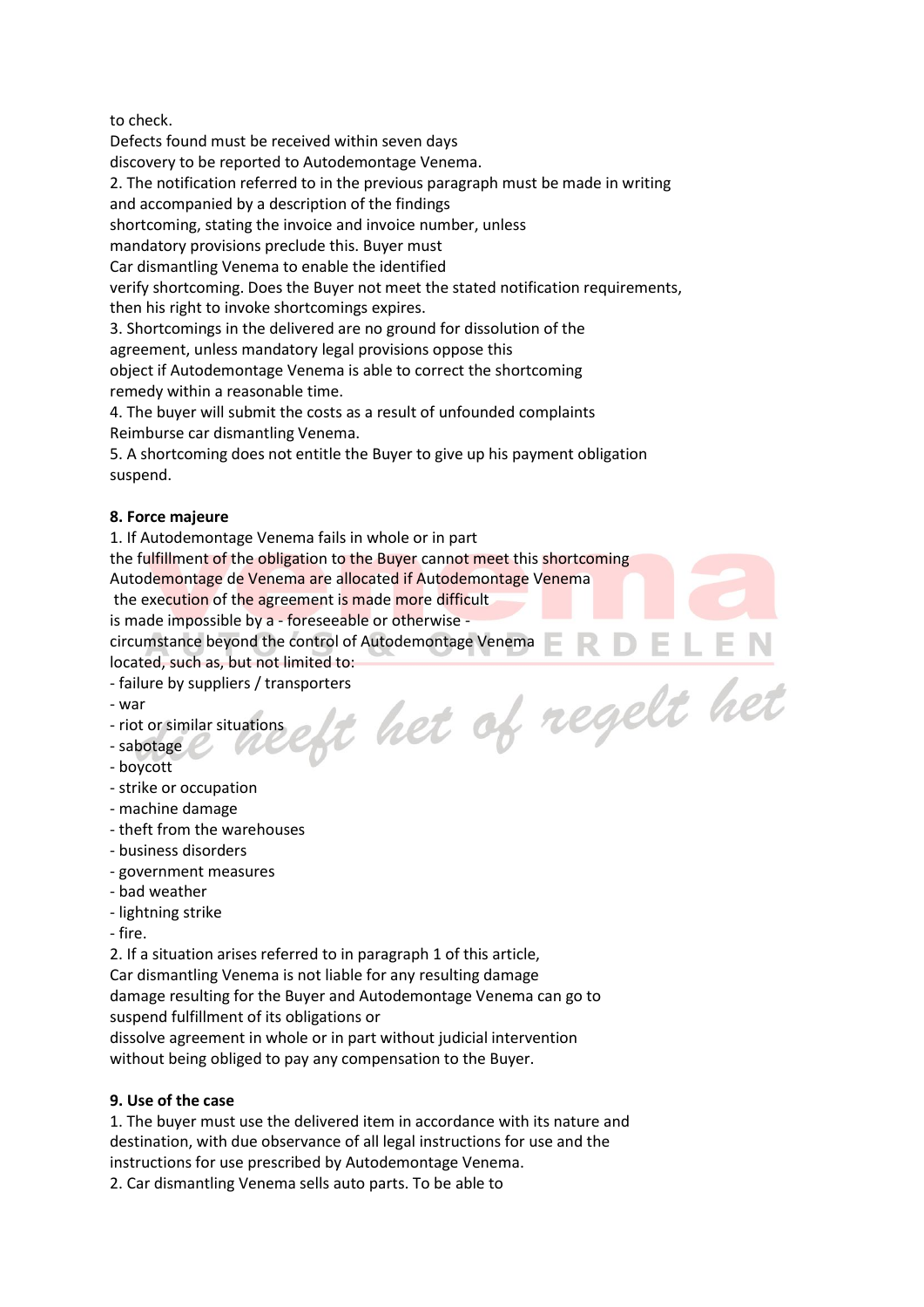to check.
Defects found must be received within seven days
discovery to be reported to Autodemontage Venema.
2. The notification referred to in the previous paragraph must be made in writing
and accompanied by a description of the findings
shortcoming, stating the invoice and invoice number, unless
mandatory provisions preclude this. Buyer must
Car dismantling Venema to enable the identified
verify shortcoming. Does the Buyer not meet the stated notification requirements,
then his right to invoke shortcomings expires.
3. Shortcomings in the delivered are no ground for dissolution of the
agreement, unless mandatory legal provisions oppose this
object if Autodemontage Venema is able to correct the shortcoming
remedy within a reasonable time.
4. The buyer will submit the costs as a result of unfounded complaints
Reimburse car dismantling Venema.
5. A shortcoming does not entitle the Buyer to give up his payment obligation
suspend.

**8. Force majeure**

1. If Autodemontage Venema fails in whole or in part
the fulfillment of the obligation to the Buyer cannot meet this shortcoming
Autodemontage de Venema are allocated if Autodemontage Venema
the execution of the agreement is made more difficult
is made impossible by a - foreseeable or otherwise -
circumstance beyond the control of Autodemontage Venema
located, such as, but not limited to:

- failure by suppliers / transporters
- war
- riot or similar situations
- sabotage
- boycott
- strike or occupation
- machine damage
- theft from the warehouses
- business disorders
- government measures
- bad weather
- lightning strike
- fire.

2. If a situation arises referred to in paragraph 1 of this article,
Car dismantling Venema is not liable for any resulting damage
damage resulting for the Buyer and Autodemontage Venema can go to
suspend fulfillment of its obligations or
dissolve agreement in whole or in part without judicial intervention
without being obliged to pay any compensation to the Buyer.

**9. Use of the case**

1. The buyer must use the delivered item in accordance with its nature and
destination, with due observance of all legal instructions for use and the
instructions for use prescribed by Autodemontage Venema.
2. Car dismantling Venema sells auto parts. To be able to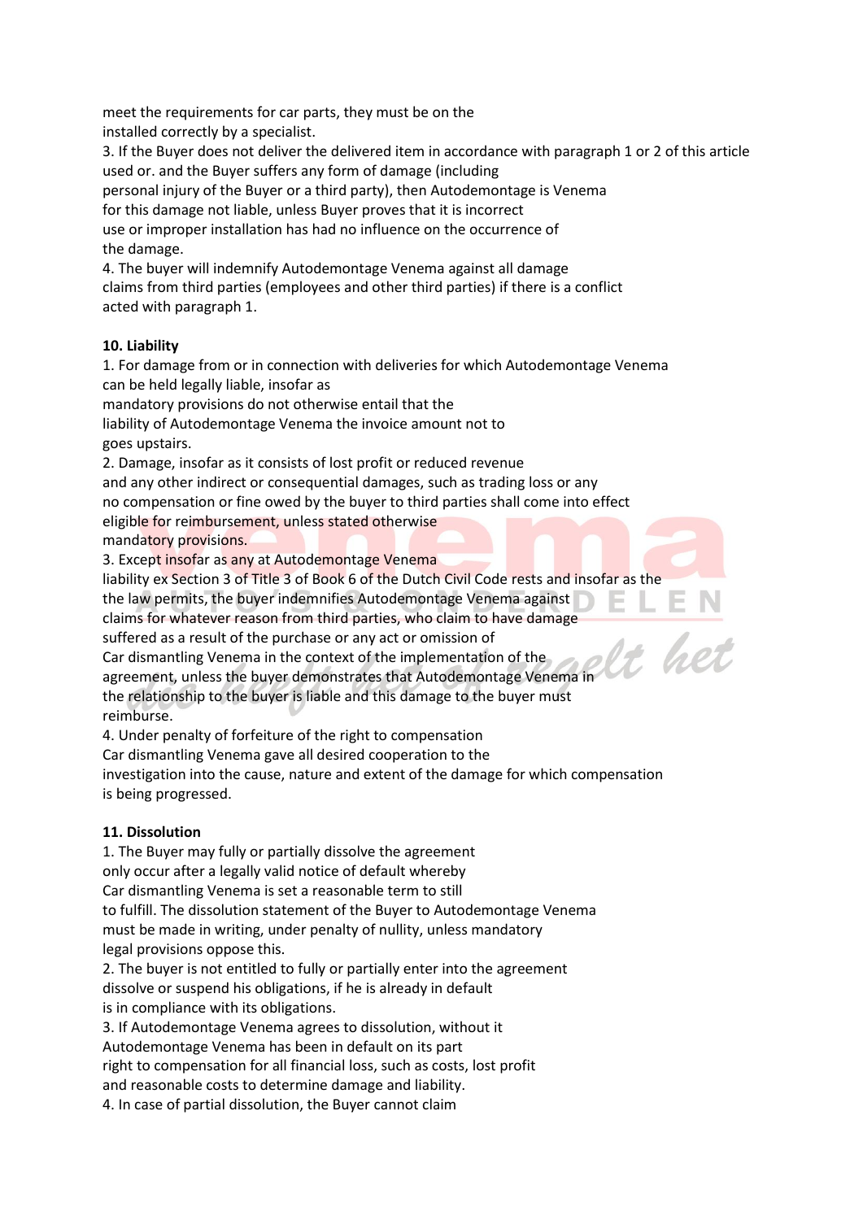meet the requirements for car parts, they must be on the installed correctly by a specialist.

3. If the Buyer does not deliver the delivered item in accordance with paragraph 1 or 2 of this article used or. and the Buyer suffers any form of damage (including personal injury of the Buyer or a third party), then Autodemontage is Venema for this damage not liable, unless Buyer proves that it is incorrect use or improper installation has had no influence on the occurrence of the damage.

4. The buyer will indemnify Autodemontage Venema against all damage claims from third parties (employees and other third parties) if there is a conflict acted with paragraph 1.

**10. Liability**

1. For damage from or in connection with deliveries for which Autodemontage Venema can be held legally liable, insofar as mandatory provisions do not otherwise entail that the liability of Autodemontage Venema the invoice amount not to goes upstairs.

2. Damage, insofar as it consists of lost profit or reduced revenue and any other indirect or consequential damages, such as trading loss or any no compensation or fine owed by the buyer to third parties shall come into effect eligible for reimbursement, unless stated otherwise mandatory provisions.

3. Except insofar as any at Autodemontage Venema liability ex Section 3 of Title 3 of Book 6 of the Dutch Civil Code rests and insofar as the the law permits, the buyer indemnifies Autodemontage Venema against claims for whatever reason from third parties, who claim to have damage suffered as a result of the purchase or any act or omission of Car dismantling Venema in the context of the implementation of the agreement, unless the buyer demonstrates that Autodemontage Venema in the relationship to the buyer is liable and this damage to the buyer must reimburse.

4. Under penalty of forfeiture of the right to compensation Car dismantling Venema gave all desired cooperation to the investigation into the cause, nature and extent of the damage for which compensation is being progressed.

**11. Dissolution**

1. The Buyer may fully or partially dissolve the agreement only occur after a legally valid notice of default whereby Car dismantling Venema is set a reasonable term to still to fulfill. The dissolution statement of the Buyer to Autodemontage Venema must be made in writing, under penalty of nullity, unless mandatory legal provisions oppose this.

2. The buyer is not entitled to fully or partially enter into the agreement dissolve or suspend his obligations, if he is already in default is in compliance with its obligations.

3. If Autodemontage Venema agrees to dissolution, without it Autodemontage Venema has been in default on its part right to compensation for all financial loss, such as costs, lost profit and reasonable costs to determine damage and liability.

4. In case of partial dissolution, the Buyer cannot claim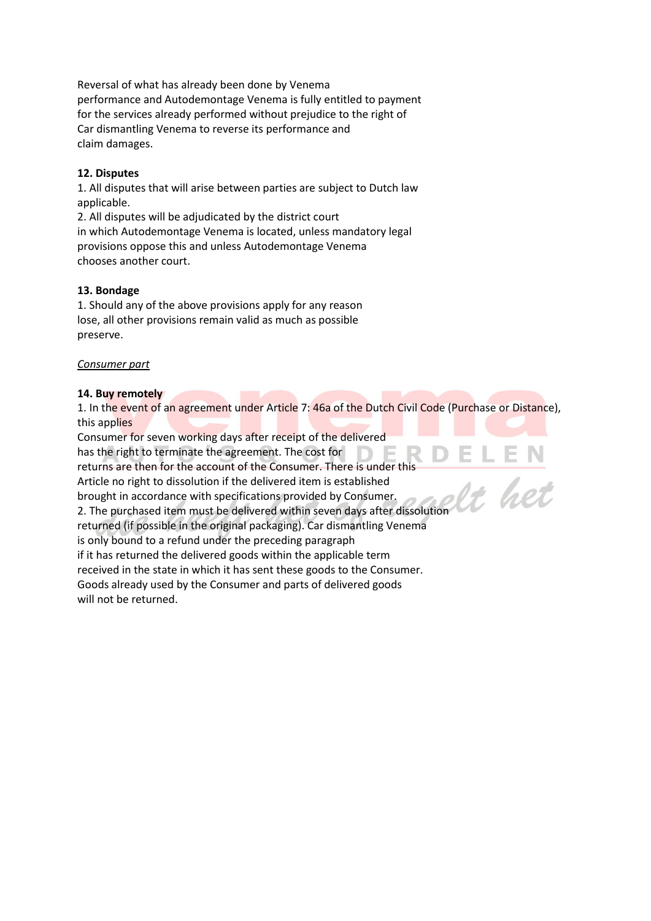Reversal of what has already been done by Venema performance and Autodemontage Venema is fully entitled to payment for the services already performed without prejudice to the right of Car dismantling Venema to reverse its performance and claim damages.

**12. Disputes**

1. All disputes that will arise between parties are subject to Dutch law applicable.
2. All disputes will be adjudicated by the district court in which Autodemontage Venema is located, unless mandatory legal provisions oppose this and unless Autodemontage Venema chooses another court.

**13. Bondage**

1. Should any of the above provisions apply for any reason lose, all other provisions remain valid as much as possible preserve.

*Consumer part*

**14. Buy remotely**

1. In the event of an agreement under Article 7: 46a of the Dutch Civil Code (Purchase or Distance), this applies Consumer for seven working days after receipt of the delivered has the right to terminate the agreement. The cost for returns are then for the account of the Consumer. There is under this Article no right to dissolution if the delivered item is established brought in accordance with specifications provided by Consumer.
2. The purchased item must be delivered within seven days after dissolution returned (if possible in the original packaging). Car dismantling Venema is only bound to a refund under the preceding paragraph if it has returned the delivered goods within the applicable term received in the state in which it has sent these goods to the Consumer. Goods already used by the Consumer and parts of delivered goods will not be returned.